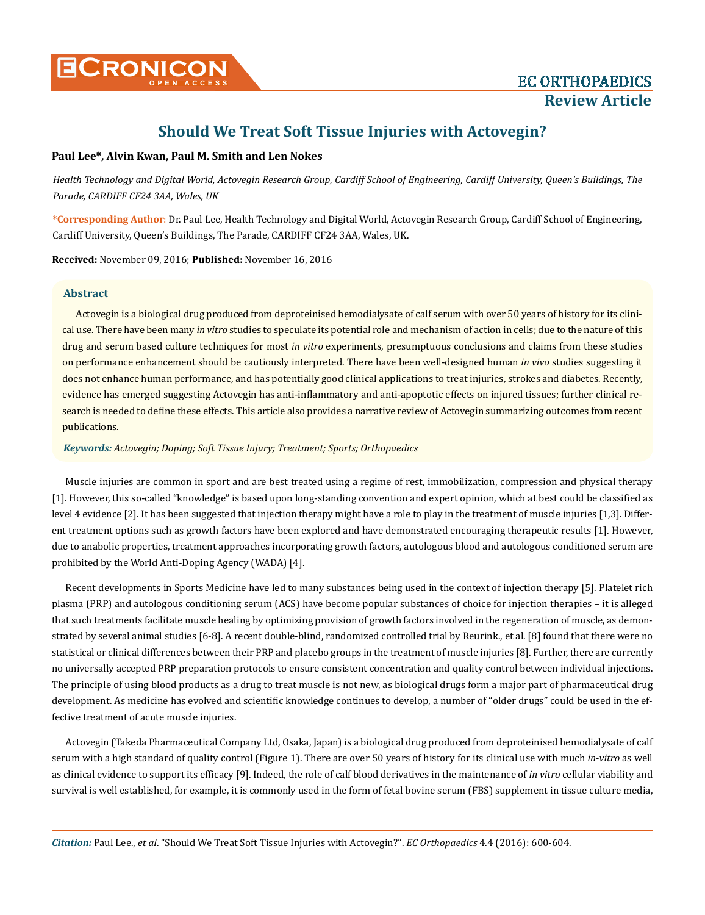EC ORTHOPAEDICS

**Review Article**

# Should We Treat Soft Tissue Injuries with Actovegin?

**Paul Lee*, Alvin Kwan, Paul M. Smith and Len Nokes**

*Health Technology and Digital World, Actovegin Research Group, Cardiff School of Engineering, Cardiff University, Queen's Buildings, The Parade, CARDIFF CF24 3AA, Wales, UK*

***Corresponding Author**: Dr. Paul Lee, Health Technology and Digital World, Actovegin Research Group, Cardiff School of Engineering, Cardiff University, Queen's Buildings, The Parade, CARDIFF CF24 3AA, Wales, UK.

**Received:** November 09, 2016; **Published:** November 16, 2016

## Abstract

Actovegin is a biological drug produced from deproteinised hemodialysate of calf serum with over 50 years of history for its clinical use. There have been many *in vitro* studies to speculate its potential role and mechanism of action in cells; due to the nature of this drug and serum based culture techniques for most *in vitro* experiments, presumptuous conclusions and claims from these studies on performance enhancement should be cautiously interpreted. There have been well-designed human *in vivo* studies suggesting it does not enhance human performance, and has potentially good clinical applications to treat injuries, strokes and diabetes. Recently, evidence has emerged suggesting Actovegin has anti-inflammatory and anti-apoptotic effects on injured tissues; further clinical research is needed to define these effects. This article also provides a narrative review of Actovegin summarizing outcomes from recent publications.

***Keywords:*** *Actovegin; Doping; Soft Tissue Injury; Treatment; Sports; Orthopaedics*

Muscle injuries are common in sport and are best treated using a regime of rest, immobilization, compression and physical therapy [1]. However, this so-called "knowledge" is based upon long-standing convention and expert opinion, which at best could be classified as level 4 evidence [2]. It has been suggested that injection therapy might have a role to play in the treatment of muscle injuries [1,3]. Different treatment options such as growth factors have been explored and have demonstrated encouraging therapeutic results [1]. However, due to anabolic properties, treatment approaches incorporating growth factors, autologous blood and autologous conditioned serum are prohibited by the World Anti-Doping Agency (WADA) [4].

Recent developments in Sports Medicine have led to many substances being used in the context of injection therapy [5]. Platelet rich plasma (PRP) and autologous conditioning serum (ACS) have become popular substances of choice for injection therapies – it is alleged that such treatments facilitate muscle healing by optimizing provision of growth factors involved in the regeneration of muscle, as demonstrated by several animal studies [6-8]. A recent double-blind, randomized controlled trial by Reurink., et al. [8] found that there were no statistical or clinical differences between their PRP and placebo groups in the treatment of muscle injuries [8]. Further, there are currently no universally accepted PRP preparation protocols to ensure consistent concentration and quality control between individual injections. The principle of using blood products as a drug to treat muscle is not new, as biological drugs form a major part of pharmaceutical drug development. As medicine has evolved and scientific knowledge continues to develop, a number of "older drugs" could be used in the effective treatment of acute muscle injuries.

Actovegin (Takeda Pharmaceutical Company Ltd, Osaka, Japan) is a biological drug produced from deproteinised hemodialysate of calf serum with a high standard of quality control (Figure 1). There are over 50 years of history for its clinical use with much *in-vitro* as well as clinical evidence to support its efficacy [9]. Indeed, the role of calf blood derivatives in the maintenance of *in vitro* cellular viability and survival is well established, for example, it is commonly used in the form of fetal bovine serum (FBS) supplement in tissue culture media,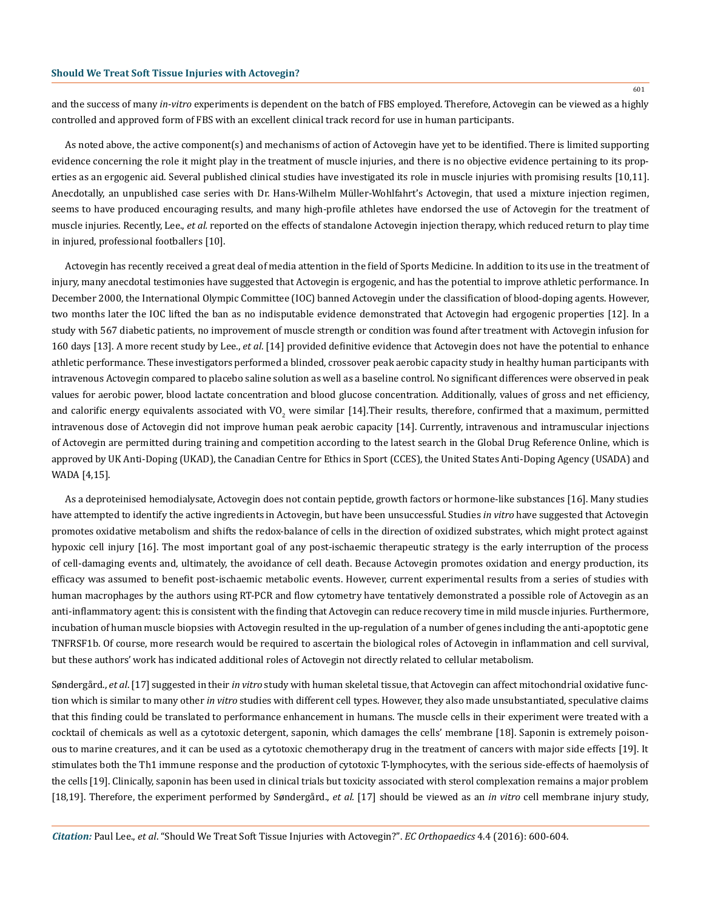and the success of many *in-vitro* experiments is dependent on the batch of FBS employed. Therefore, Actovegin can be viewed as a highly controlled and approved form of FBS with an excellent clinical track record for use in human participants.

As noted above, the active component(s) and mechanisms of action of Actovegin have yet to be identified. There is limited supporting evidence concerning the role it might play in the treatment of muscle injuries, and there is no objective evidence pertaining to its properties as an ergogenic aid. Several published clinical studies have investigated its role in muscle injuries with promising results [10,11]. Anecdotally, an unpublished case series with Dr. Hans-Wilhelm Müller-Wohlfahrt's Actovegin, that used a mixture injection regimen, seems to have produced encouraging results, and many high-profile athletes have endorsed the use of Actovegin for the treatment of muscle injuries. Recently, Lee., *et al.* reported on the effects of standalone Actovegin injection therapy, which reduced return to play time in injured, professional footballers [10].

Actovegin has recently received a great deal of media attention in the field of Sports Medicine. In addition to its use in the treatment of injury, many anecdotal testimonies have suggested that Actovegin is ergogenic, and has the potential to improve athletic performance. In December 2000, the International Olympic Committee (IOC) banned Actovegin under the classification of blood-doping agents. However, two months later the IOC lifted the ban as no indisputable evidence demonstrated that Actovegin had ergogenic properties [12]. In a study with 567 diabetic patients, no improvement of muscle strength or condition was found after treatment with Actovegin infusion for 160 days [13]. A more recent study by Lee., *et al*. [14] provided definitive evidence that Actovegin does not have the potential to enhance athletic performance. These investigators performed a blinded, crossover peak aerobic capacity study in healthy human participants with intravenous Actovegin compared to placebo saline solution as well as a baseline control. No significant differences were observed in peak values for aerobic power, blood lactate concentration and blood glucose concentration. Additionally, values of gross and net efficiency, and calorific energy equivalents associated with $VO_2$ were similar [14].Their results, therefore, confirmed that a maximum, permitted intravenous dose of Actovegin did not improve human peak aerobic capacity [14]. Currently, intravenous and intramuscular injections of Actovegin are permitted during training and competition according to the latest search in the Global Drug Reference Online, which is approved by UK Anti-Doping (UKAD), the Canadian Centre for Ethics in Sport (CCES), the United States Anti-Doping Agency (USADA) and WADA [4,15].

As a deproteinised hemodialysate, Actovegin does not contain peptide, growth factors or hormone-like substances [16]. Many studies have attempted to identify the active ingredients in Actovegin, but have been unsuccessful. Studies *in vitro* have suggested that Actovegin promotes oxidative metabolism and shifts the redox-balance of cells in the direction of oxidized substrates, which might protect against hypoxic cell injury [16]. The most important goal of any post-ischaemic therapeutic strategy is the early interruption of the process of cell-damaging events and, ultimately, the avoidance of cell death. Because Actovegin promotes oxidation and energy production, its efficacy was assumed to benefit post-ischaemic metabolic events. However, current experimental results from a series of studies with human macrophages by the authors using RT-PCR and flow cytometry have tentatively demonstrated a possible role of Actovegin as an anti-inflammatory agent: this is consistent with the finding that Actovegin can reduce recovery time in mild muscle injuries. Furthermore, incubation of human muscle biopsies with Actovegin resulted in the up-regulation of a number of genes including the anti-apoptotic gene TNFRSF1b. Of course, more research would be required to ascertain the biological roles of Actovegin in inflammation and cell survival, but these authors' work has indicated additional roles of Actovegin not directly related to cellular metabolism.

Søndergård., *et al*. [17] suggested in their *in vitro* study with human skeletal tissue, that Actovegin can affect mitochondrial oxidative function which is similar to many other *in vitro* studies with different cell types. However, they also made unsubstantiated, speculative claims that this finding could be translated to performance enhancement in humans. The muscle cells in their experiment were treated with a cocktail of chemicals as well as a cytotoxic detergent, saponin, which damages the cells' membrane [18]. Saponin is extremely poisonous to marine creatures, and it can be used as a cytotoxic chemotherapy drug in the treatment of cancers with major side effects [19]. It stimulates both the Th1 immune response and the production of cytotoxic T-lymphocytes, with the serious side-effects of haemolysis of the cells [19]. Clinically, saponin has been used in clinical trials but toxicity associated with sterol complexation remains a major problem [18,19]. Therefore, the experiment performed by Søndergård., *et al.* [17] should be viewed as an *in vitro* cell membrane injury study,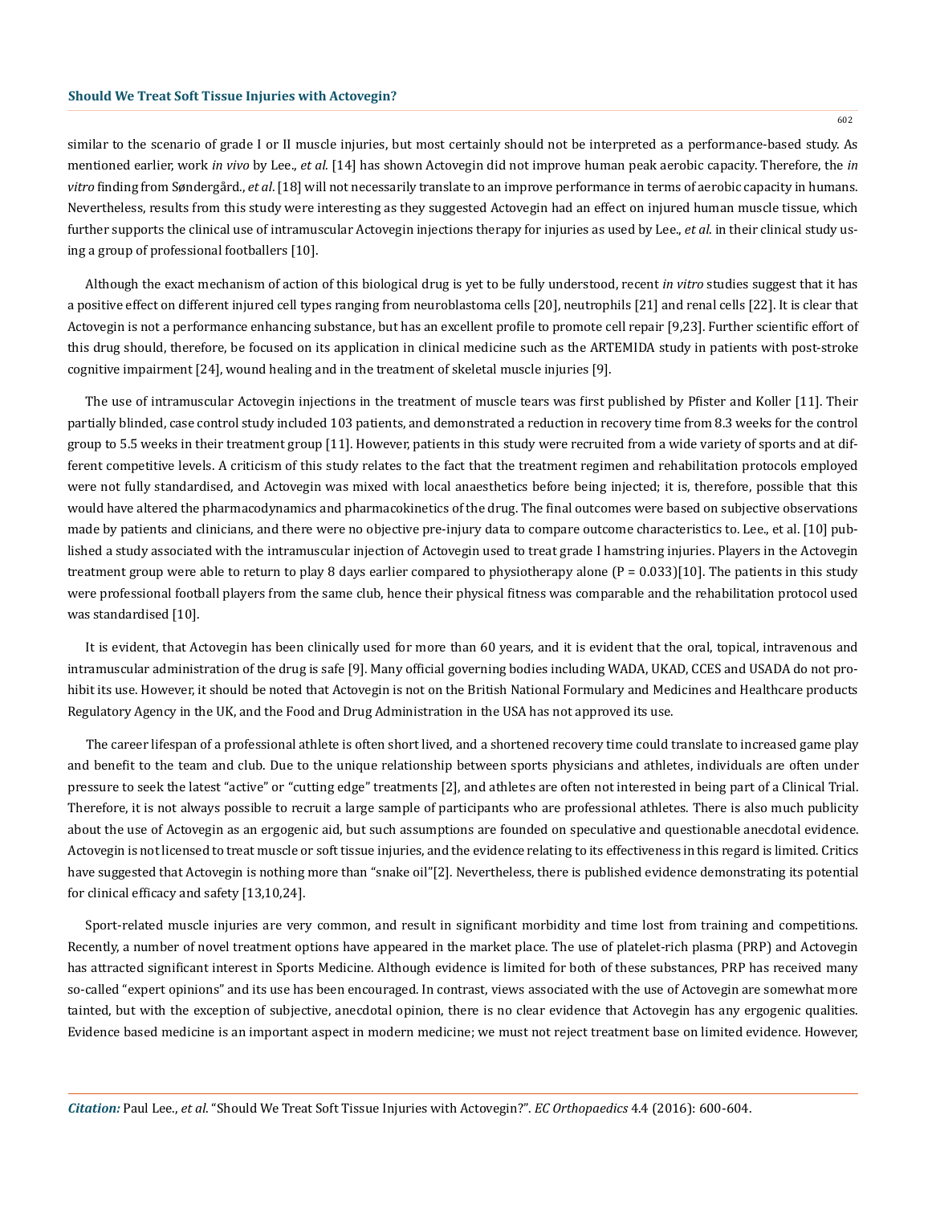similar to the scenario of grade I or II muscle injuries, but most certainly should not be interpreted as a performance-based study. As mentioned earlier, work *in vivo* by Lee., *et al.* [14] has shown Actovegin did not improve human peak aerobic capacity. Therefore, the *in vitro* finding from Søndergård., *et al*. [18] will not necessarily translate to an improve performance in terms of aerobic capacity in humans. Nevertheless, results from this study were interesting as they suggested Actovegin had an effect on injured human muscle tissue, which further supports the clinical use of intramuscular Actovegin injections therapy for injuries as used by Lee., *et al.* in their clinical study using a group of professional footballers [10].

Although the exact mechanism of action of this biological drug is yet to be fully understood, recent *in vitro* studies suggest that it has a positive effect on different injured cell types ranging from neuroblastoma cells [20], neutrophils [21] and renal cells [22]. It is clear that Actovegin is not a performance enhancing substance, but has an excellent profile to promote cell repair [9,23]. Further scientific effort of this drug should, therefore, be focused on its application in clinical medicine such as the ARTEMIDA study in patients with post-stroke cognitive impairment [24], wound healing and in the treatment of skeletal muscle injuries [9].

The use of intramuscular Actovegin injections in the treatment of muscle tears was first published by Pfister and Koller [11]. Their partially blinded, case control study included 103 patients, and demonstrated a reduction in recovery time from 8.3 weeks for the control group to 5.5 weeks in their treatment group [11]. However, patients in this study were recruited from a wide variety of sports and at different competitive levels. A criticism of this study relates to the fact that the treatment regimen and rehabilitation protocols employed were not fully standardised, and Actovegin was mixed with local anaesthetics before being injected; it is, therefore, possible that this would have altered the pharmacodynamics and pharmacokinetics of the drug. The final outcomes were based on subjective observations made by patients and clinicians, and there were no objective pre-injury data to compare outcome characteristics to. Lee., et al. [10] published a study associated with the intramuscular injection of Actovegin used to treat grade I hamstring injuries. Players in the Actovegin treatment group were able to return to play 8 days earlier compared to physiotherapy alone ($P = 0.033$)[10]. The patients in this study were professional football players from the same club, hence their physical fitness was comparable and the rehabilitation protocol used was standardised [10].

It is evident, that Actovegin has been clinically used for more than 60 years, and it is evident that the oral, topical, intravenous and intramuscular administration of the drug is safe [9]. Many official governing bodies including WADA, UKAD, CCES and USADA do not prohibit its use. However, it should be noted that Actovegin is not on the British National Formulary and Medicines and Healthcare products Regulatory Agency in the UK, and the Food and Drug Administration in the USA has not approved its use.

The career lifespan of a professional athlete is often short lived, and a shortened recovery time could translate to increased game play and benefit to the team and club. Due to the unique relationship between sports physicians and athletes, individuals are often under pressure to seek the latest "active" or "cutting edge" treatments [2], and athletes are often not interested in being part of a Clinical Trial. Therefore, it is not always possible to recruit a large sample of participants who are professional athletes. There is also much publicity about the use of Actovegin as an ergogenic aid, but such assumptions are founded on speculative and questionable anecdotal evidence. Actovegin is not licensed to treat muscle or soft tissue injuries, and the evidence relating to its effectiveness in this regard is limited. Critics have suggested that Actovegin is nothing more than "snake oil"[2]. Nevertheless, there is published evidence demonstrating its potential for clinical efficacy and safety [13,10,24].

Sport-related muscle injuries are very common, and result in significant morbidity and time lost from training and competitions. Recently, a number of novel treatment options have appeared in the market place. The use of platelet-rich plasma (PRP) and Actovegin has attracted significant interest in Sports Medicine. Although evidence is limited for both of these substances, PRP has received many so-called "expert opinions" and its use has been encouraged. In contrast, views associated with the use of Actovegin are somewhat more tainted, but with the exception of subjective, anecdotal opinion, there is no clear evidence that Actovegin has any ergogenic qualities. Evidence based medicine is an important aspect in modern medicine; we must not reject treatment base on limited evidence. However,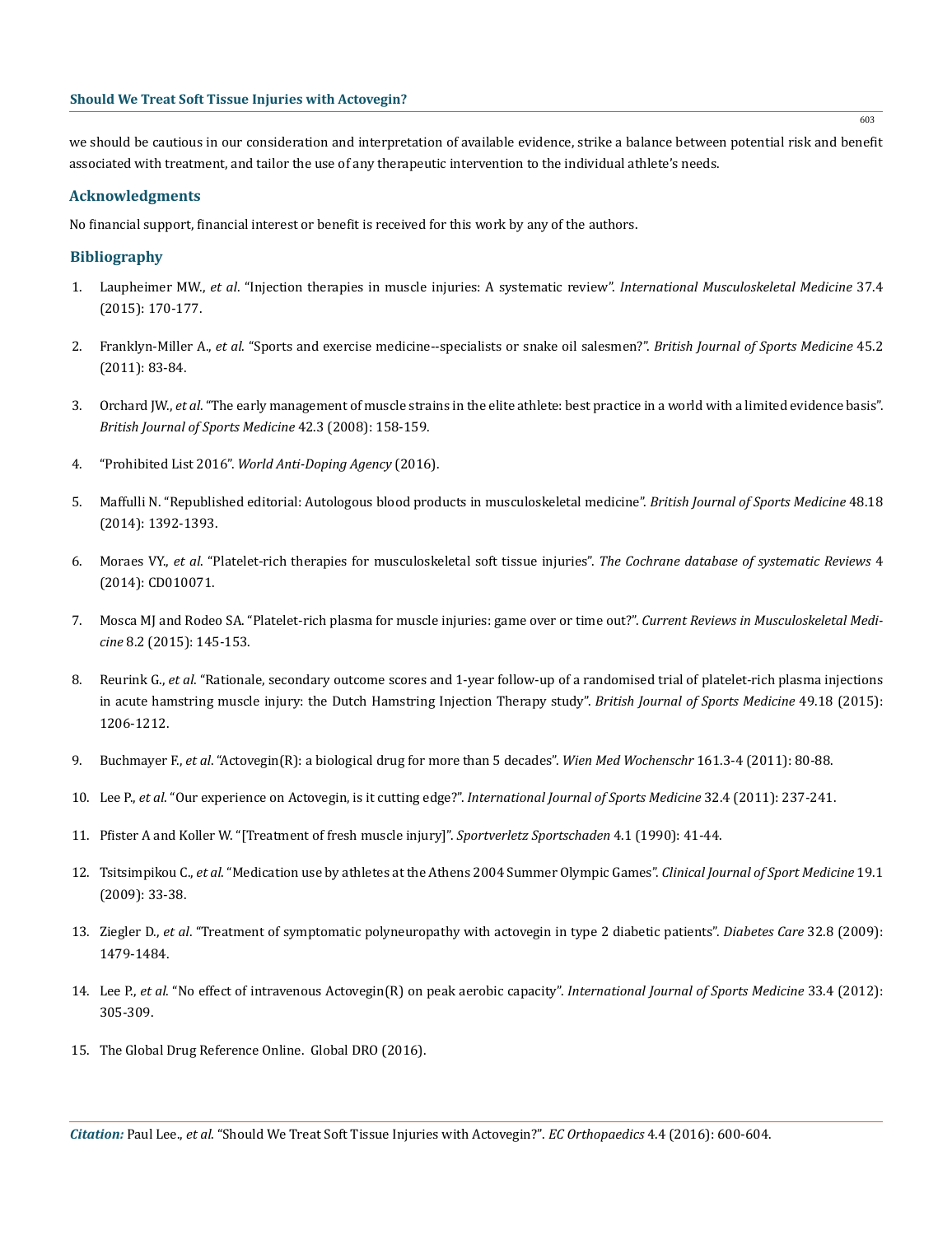we should be cautious in our consideration and interpretation of available evidence, strike a balance between potential risk and benefit associated with treatment, and tailor the use of any therapeutic intervention to the individual athlete's needs.

## Acknowledgments

No financial support, financial interest or benefit is received for this work by any of the authors.

## Bibliography

1. Laupheimer MW., *et al*. "Injection therapies in muscle injuries: A systematic review". *International Musculoskeletal Medicine* 37.4 (2015): 170-177.
2. Franklyn-Miller A., *et al.* "Sports and exercise medicine--specialists or snake oil salesmen?". *British Journal of Sports Medicine* 45.2 (2011): 83-84.
3. Orchard JW., *et al*. "The early management of muscle strains in the elite athlete: best practice in a world with a limited evidence basis". *British Journal of Sports Medicine* 42.3 (2008): 158-159.
4. "Prohibited List 2016". *World Anti-Doping Agency* (2016).
5. Maffulli N. "Republished editorial: Autologous blood products in musculoskeletal medicine". *British Journal of Sports Medicine* 48.18 (2014): 1392-1393.
6. Moraes VY., *et al*. "Platelet-rich therapies for musculoskeletal soft tissue injuries". *The Cochrane database of systematic Reviews* 4 (2014): CD010071.
7. Mosca MJ and Rodeo SA. "Platelet-rich plasma for muscle injuries: game over or time out?". *Current Reviews in Musculoskeletal Medicine* 8.2 (2015): 145-153.
8. Reurink G., *et al*. "Rationale, secondary outcome scores and 1-year follow-up of a randomised trial of platelet-rich plasma injections in acute hamstring muscle injury: the Dutch Hamstring Injection Therapy study". *British Journal of Sports Medicine* 49.18 (2015): 1206-1212.
9. Buchmayer F., *et al*. "Actovegin(R): a biological drug for more than 5 decades". *Wien Med Wochenschr* 161.3-4 (2011): 80-88.
10. Lee P., *et al*. "Our experience on Actovegin, is it cutting edge?". *International Journal of Sports Medicine* 32.4 (2011): 237-241.
11. Pfister A and Koller W. "[Treatment of fresh muscle injury]". *Sportverletz Sportschaden* 4.1 (1990): 41-44.
12. Tsitsimpikou C., *et al*. "Medication use by athletes at the Athens 2004 Summer Olympic Games". *Clinical Journal of Sport Medicine* 19.1 (2009): 33-38.
13. Ziegler D., *et al*. "Treatment of symptomatic polyneuropathy with actovegin in type 2 diabetic patients". *Diabetes Care* 32.8 (2009): 1479-1484.
14. Lee P., *et al*. "No effect of intravenous Actovegin(R) on peak aerobic capacity". *International Journal of Sports Medicine* 33.4 (2012): 305-309.
15. The Global Drug Reference Online. Global DRO (2016).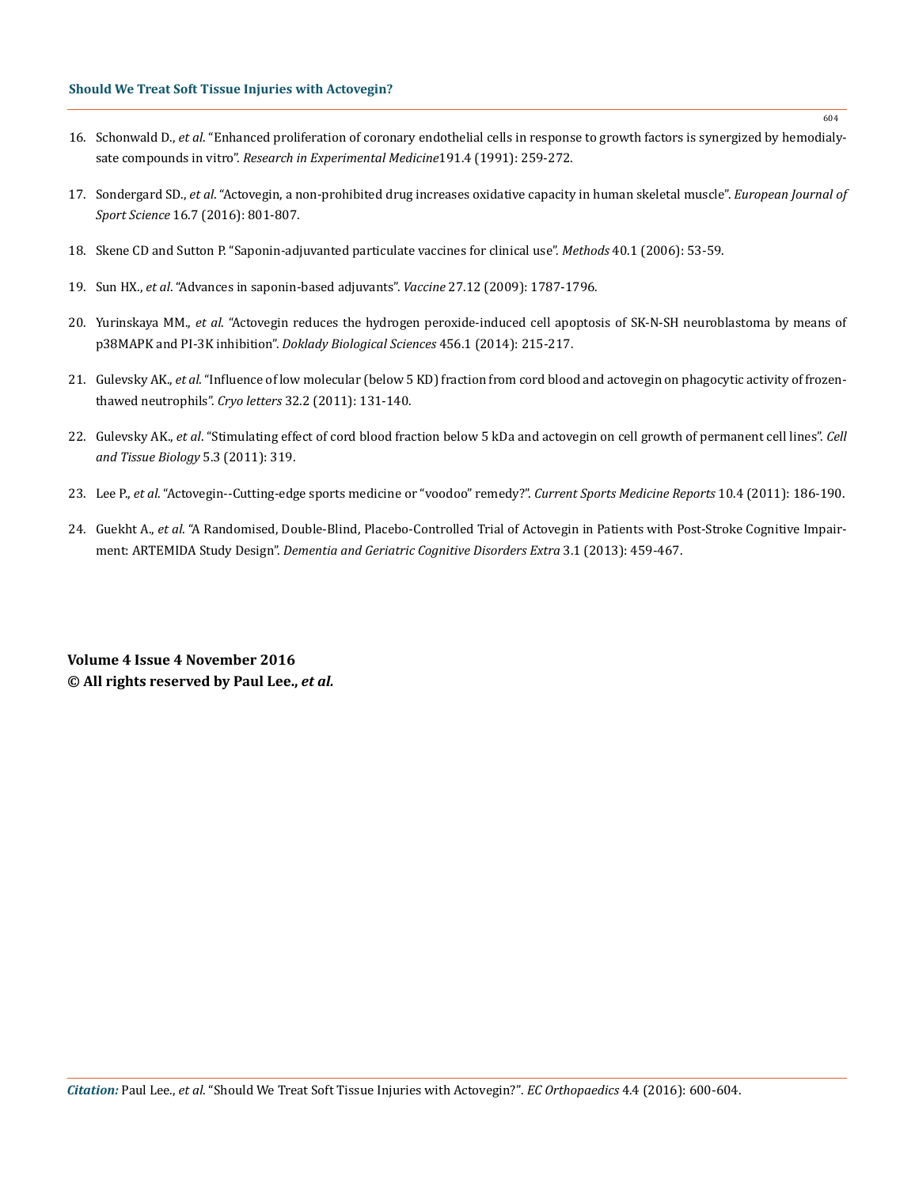16. Schonwald D., *et al*. "Enhanced proliferation of coronary endothelial cells in response to growth factors is synergized by hemodialysate compounds in vitro". *Research in Experimental Medicine*191.4 (1991): 259-272.

17. Sondergard SD., *et al*. "Actovegin, a non-prohibited drug increases oxidative capacity in human skeletal muscle". *European Journal of Sport Science* 16.7 (2016): 801-807.

18. Skene CD and Sutton P. "Saponin-adjuvanted particulate vaccines for clinical use". *Methods* 40.1 (2006): 53-59.

19. Sun HX., *et al*. "Advances in saponin-based adjuvants". *Vaccine* 27.12 (2009): 1787-1796.

20. Yurinskaya MM., *et al*. "Actovegin reduces the hydrogen peroxide-induced cell apoptosis of SK-N-SH neuroblastoma by means of p38MAPK and PI-3K inhibition". *Doklady Biological Sciences* 456.1 (2014): 215-217.

21. Gulevsky AK., *et al*. "Influence of low molecular (below 5 KD) fraction from cord blood and actovegin on phagocytic activity of frozen-thawed neutrophils". *Cryo letters* 32.2 (2011): 131-140.

22. Gulevsky AK., *et al*. "Stimulating effect of cord blood fraction below 5 kDa and actovegin on cell growth of permanent cell lines". *Cell and Tissue Biology* 5.3 (2011): 319.

23. Lee P., *et al*. "Actovegin--Cutting-edge sports medicine or "voodoo" remedy?". *Current Sports Medicine Reports* 10.4 (2011): 186-190.

24. Guekht A., *et al*. "A Randomised, Double-Blind, Placebo-Controlled Trial of Actovegin in Patients with Post-Stroke Cognitive Impairment: ARTEMIDA Study Design". *Dementia and Geriatric Cognitive Disorders Extra* 3.1 (2013): 459-467.

**Volume 4 Issue 4 November 2016**
**© All rights reserved by Paul Lee., *et al.***